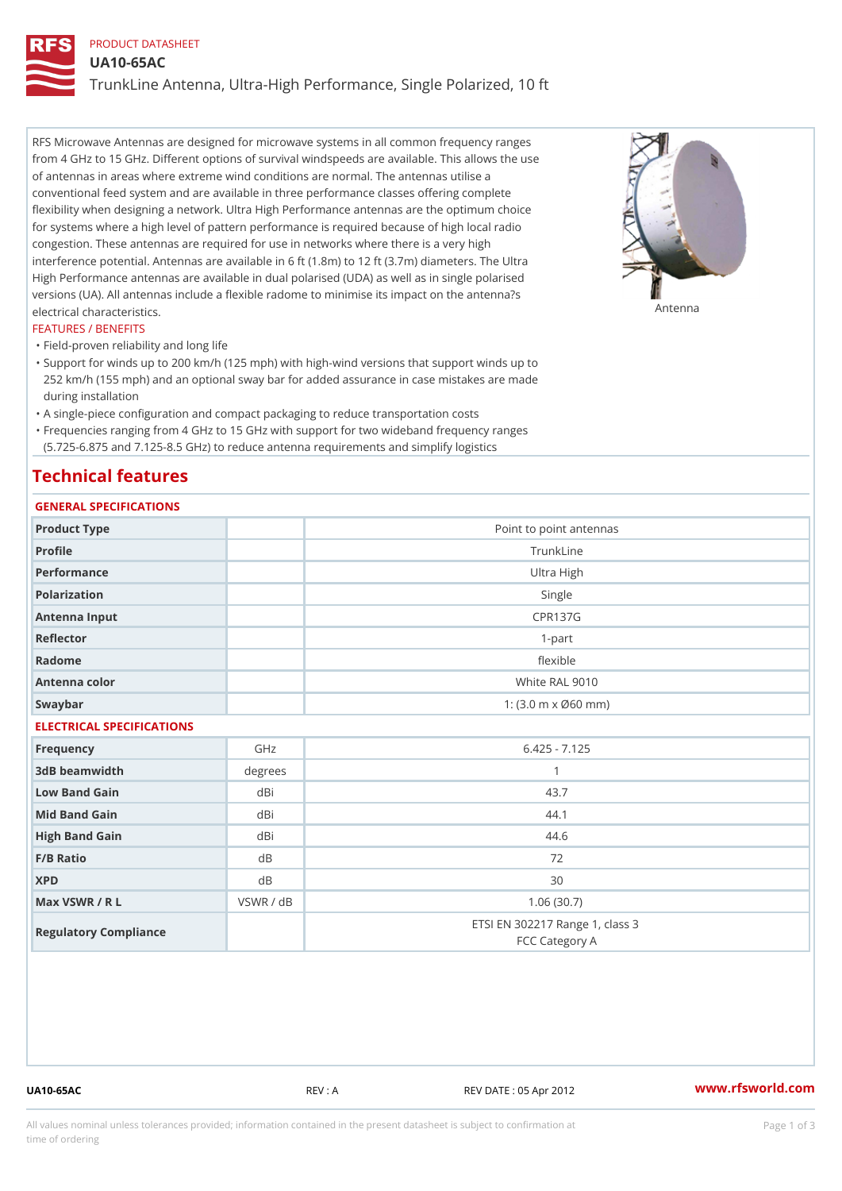PRODUCT DATASHEET

# UA10-65AC

## TrunkLine Antenna, Ultra-High Performance, Single Polarized, 10 ft

RFS Microwave Antennas are designed for microwave systems in all common frequency ranges from 4 GHz to 15 GHz. Different options of survival windspeeds are available. This allows the use of antennas in areas where extreme wind conditions are normal. The antennas utilise a conventional feed system and are available in three performance classes offering complete flexibility when designing a network. Ultra High Performance antennas are the optimum choice for systems where a high level of pattern performance is required because of high local radio congestion. These antennas are required for use in networks where there is a very high interference potential. Antennas are available in 6 ft (1.8m) to 12 ft (3.7m) diameters. The Ultra High Performance antennas are available in dual polarised (UDA) as well as in single polarised versions (UA). All antennas include a flexible radome to minimise its impact on the antenna?s electrical characteristics.

Antenna

### FEATURES / BENEFITS

- Field-proven reliability and long life
- Support for winds up to 200 km/h (125 mph) with high-wind versions that support winds up to 252 km/h (155 mph) and an optional sway bar for added assurance in case mistakes are made during installation
- A single-piece configuration and compact packaging to reduce transportation costs
- Frequencies ranging from 4 GHz to 15 GHz with support for two wideband frequency ranges (5.725-6.875 and 7.125-8.5 GHz) to reduce antenna requirements and simplify logistics

## Technical features

### GENERAL SPECIFICATIONS

| | | |
|---|---|---|
| Product Type | | Point to point antennas |
| Profile | | TrunkLine |
| Performance | | Ultra High |
| Polarization | | Single |
| Antenna Input | | CPR137G |
| Reflector | | 1-part |
| Radome | | flexible |
| Antenna color | | White RAL 9010 |
| Swaybar | | 1: (3.0 m x Ø60 mm) |

### ELECTRICAL SPECIFICATIONS

| | | |
|---|---|---|
| Frequency | GHz | 6.425 - 7.125 |
| 3dB beamwidth | degrees | 1 |
| Low Band Gain | dBi | 43.7 |
| Mid Band Gain | dBi | 44.1 |
| High Band Gain | dBi | 44.6 |
| F/B Ratio | dB | 72 |
| XPD | dB | 30 |
| Max VSWR / R L | VSWR / dB | 1.06 (30.7) |
| Regulatory Compliance | | ETSI EN 302217 Range 1, class 3<br>FCC Category A |

UA10-65AC REV : A REV DATE : 05 Apr 2012 www.rfsworld.com

All values nominal unless tolerances provided; information contained in the present datasheet is subject to confirmation at time of ordering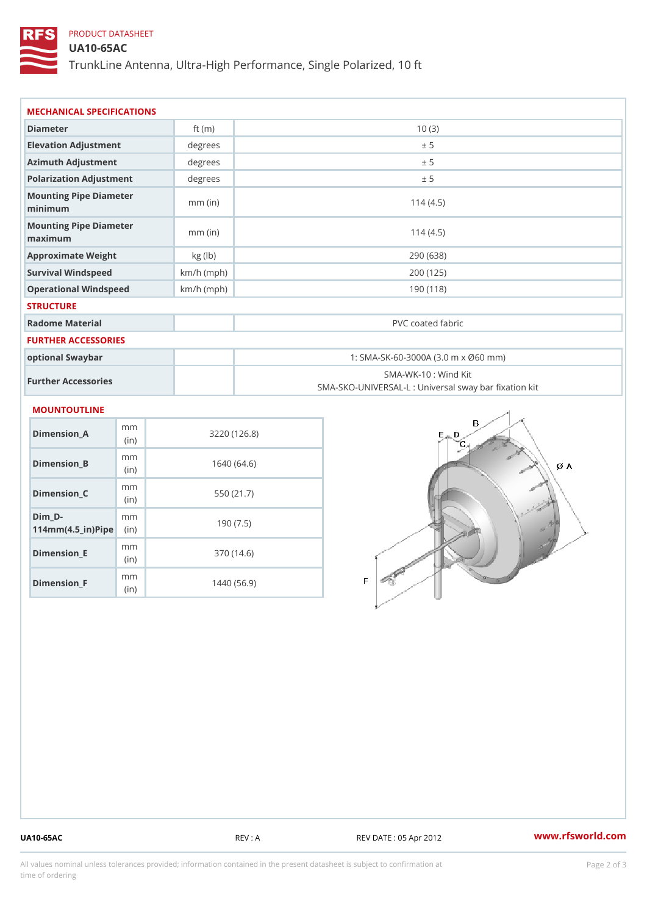PRODUCT DATASHEET

# UA10-65AC

TrunkLine Antenna, Ultra-High Performance, Single Polarized, 10 ft

## MECHANICAL SPECIFICATIONS

| | | |
|---|---|---|
| Diameter | ft (m) | 10 (3) |
| Elevation Adjustment | degrees | ± 5 |
| Azimuth Adjustment | degrees | ± 5 |
| Polarization Adjustment | degrees | ± 5 |
| Mounting Pipe Diameter minimum | mm (in) | 114 (4.5) |
| Mounting Pipe Diameter maximum | mm (in) | 114 (4.5) |
| Approximate Weight | kg (lb) | 290 (638) |
| Survival Windspeed | km/h (mph) | 200 (125) |
| Operational Windspeed | km/h (mph) | 190 (118) |

## STRUCTURE

| | | |
|---|---|---|
| Radome Material | | PVC coated fabric |

## FURTHER ACCESSORIES

| | | |
|---|---|---|
| optional Swaybar | | 1: SMA-SK-60-3000A (3.0 m x Ø60 mm) |
| Further Accessories | | SMA-WK-10 : Wind Kit<br>SMA-SKO-UNIVERSAL-L : Universal sway bar fixation kit |

## MOUNTOUTLINE

| | | |
|---|---|---|
| Dimension_A | mm (in) | 3220 (126.8) |
| Dimension_B | mm (in) | 1640 (64.6) |
| Dimension_C | mm (in) | 550 (21.7) |
| Dim_D-114mm(4.5_in)Pipe | mm (in) | 190 (7.5) |
| Dimension_E | mm (in) | 370 (14.6) |
| Dimension_F | mm (in) | 1440 (56.9) |

UA10-65AC REV : A REV DATE : 05 Apr 2012 www.rfsworld.com

All values nominal unless tolerances provided; information contained in the present datasheet is subject to confirmation at time of ordering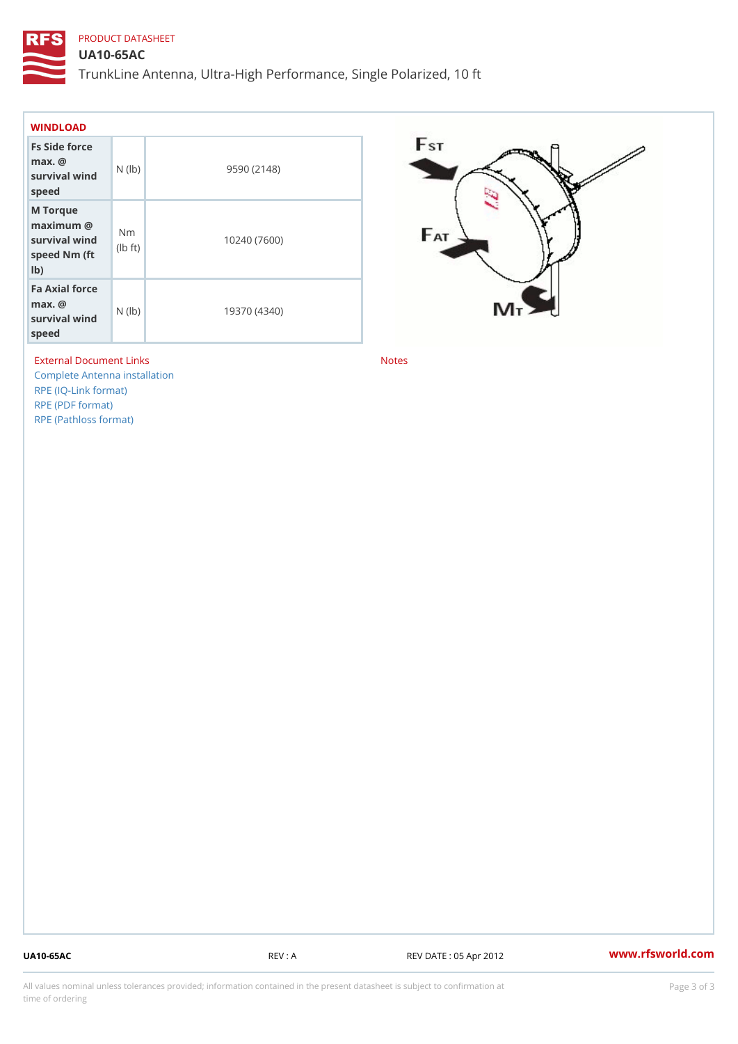PRODUCT DATASHEET

# UA10-65AC

TrunkLine Antenna, Ultra-High Performance, Single Polarized, 10 ft

## WINDLOAD

| | | |
|---|---|---|
| Fs Side force max. @ survival wind speed | N (lb) | 9590 (2148) |
| M Torque maximum @ survival wind speed Nm (ft lb) | Nm (lb ft) | 10240 (7600) |
| Fa Axial force max. @ survival wind speed | N (lb) | 19370 (4340) |

FST

FAT

MT

External Document Links

Complete Antenna installation

RPE (IQ-Link format)

RPE (PDF format)

RPE (Pathloss format)

Notes

UA10-65AC REV : A REV DATE : 05 Apr 2012 www.rfsworld.com

All values nominal unless tolerances provided; information contained in the present datasheet is subject to confirmation at time of ordering